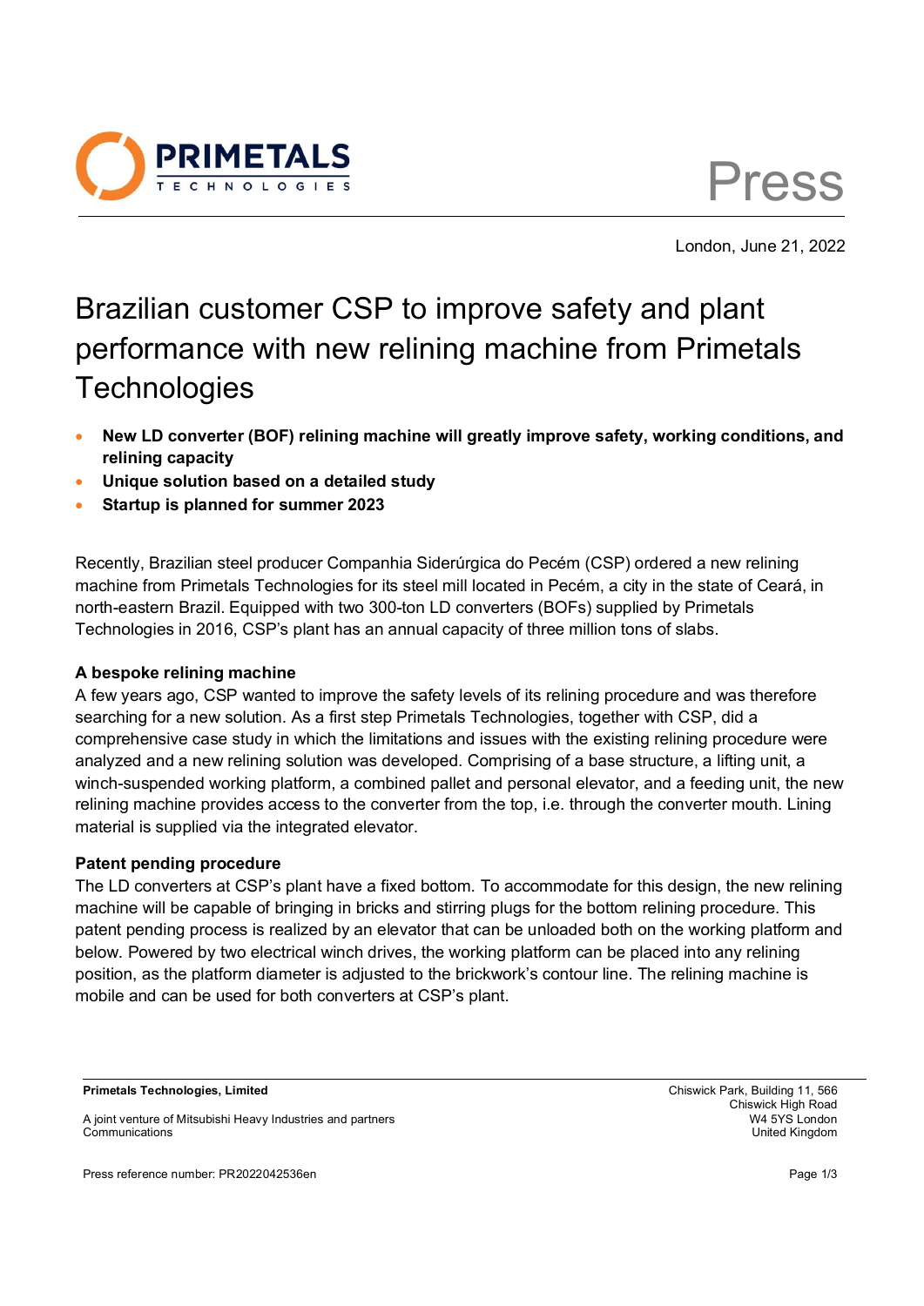London, June 21, 2022

# Brazilian customer CSP to improve safety and plant performance with new relining machine from Primetals Technologies

- **New LD converter (BOF) relining machine will greatly improve safety, working conditions, and relining capacity**
- **Unique solution based on a detailed study**
- **Startup is planned for summer 2023**

Recently, Brazilian steel producer Companhia Siderúrgica do Pecém (CSP) ordered a new relining machine from Primetals Technologies for its steel mill located in Pecém, a city in the state of Ceará, in north-eastern Brazil. Equipped with two 300-ton LD converters (BOFs) supplied by Primetals Technologies in 2016, CSP's plant has an annual capacity of three million tons of slabs.

**A bespoke relining machine**

A few years ago, CSP wanted to improve the safety levels of its relining procedure and was therefore searching for a new solution. As a first step Primetals Technologies, together with CSP, did a comprehensive case study in which the limitations and issues with the existing relining procedure were analyzed and a new relining solution was developed. Comprising of a base structure, a lifting unit, a winch-suspended working platform, a combined pallet and personal elevator, and a feeding unit, the new relining machine provides access to the converter from the top, i.e. through the converter mouth. Lining material is supplied via the integrated elevator.

**Patent pending procedure**

The LD converters at CSP's plant have a fixed bottom. To accommodate for this design, the new relining machine will be capable of bringing in bricks and stirring plugs for the bottom relining procedure. This patent pending process is realized by an elevator that can be unloaded both on the working platform and below. Powered by two electrical winch drives, the working platform can be placed into any relining position, as the platform diameter is adjusted to the brickwork's contour line. The relining machine is mobile and can be used for both converters at CSP's plant.

**Primetals Technologies, Limited**

A joint venture of Mitsubishi Heavy Industries and partners
Communications

Chiswick Park, Building 11, 566
Chiswick High Road
W4 5YS London
United Kingdom

Press reference number: PR2022042536en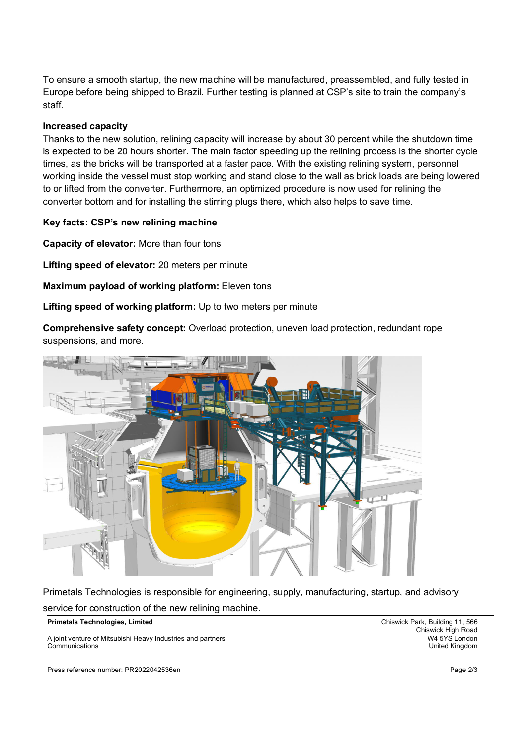To ensure a smooth startup, the new machine will be manufactured, preassembled, and fully tested in Europe before being shipped to Brazil. Further testing is planned at CSP's site to train the company's staff.

**Increased capacity**

Thanks to the new solution, relining capacity will increase by about 30 percent while the shutdown time is expected to be 20 hours shorter. The main factor speeding up the relining process is the shorter cycle times, as the bricks will be transported at a faster pace. With the existing relining system, personnel working inside the vessel must stop working and stand close to the wall as brick loads are being lowered to or lifted from the converter. Furthermore, an optimized procedure is now used for relining the converter bottom and for installing the stirring plugs there, which also helps to save time.

**Key facts: CSP's new relining machine**

**Capacity of elevator:** More than four tons

**Lifting speed of elevator:** 20 meters per minute

**Maximum payload of working platform:** Eleven tons

**Lifting speed of working platform:** Up to two meters per minute

**Comprehensive safety concept:** Overload protection, uneven load protection, redundant rope suspensions, and more.

Primetals Technologies is responsible for engineering, supply, manufacturing, startup, and advisory service for construction of the new relining machine.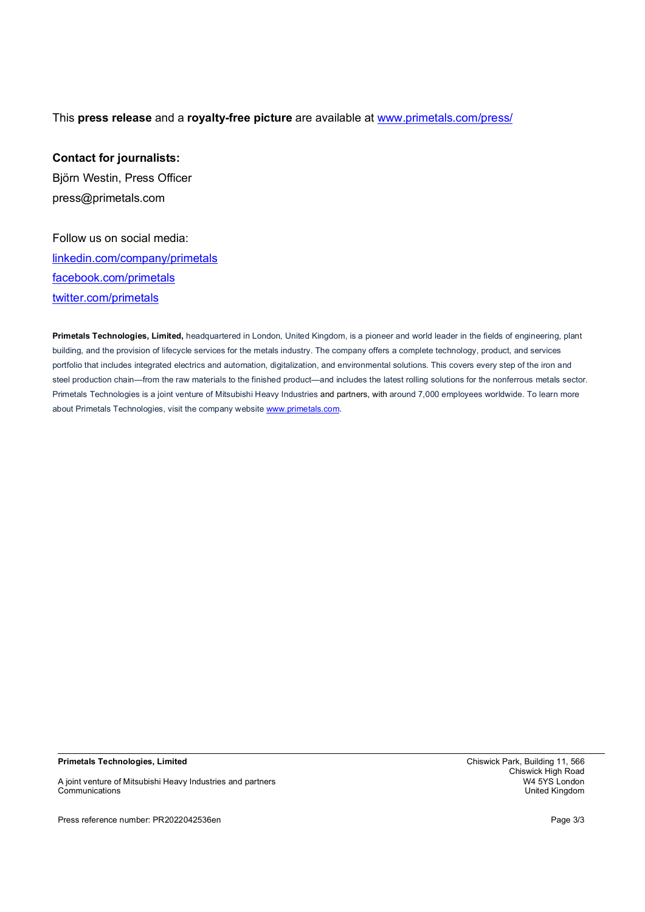This **press release** and a **royalty-free picture** are available at [www.primetals.com/press/](www.primetals.com/press/)

**Contact for journalists:**
Björn Westin, Press Officer
press@primetals.com

Follow us on social media:
[linkedin.com/company/primetals](linkedin.com/company/primetals)
[facebook.com/primetals](facebook.com/primetals)
[twitter.com/primetals](twitter.com/primetals)

**Primetals Technologies, Limited,** headquartered in London, United Kingdom, is a pioneer and world leader in the fields of engineering, plant building, and the provision of lifecycle services for the metals industry. The company offers a complete technology, product, and services portfolio that includes integrated electrics and automation, digitalization, and environmental solutions. This covers every step of the iron and steel production chain—from the raw materials to the finished product—and includes the latest rolling solutions for the nonferrous metals sector. Primetals Technologies is a joint venture of Mitsubishi Heavy Industries and partners, with around 7,000 employees worldwide. To learn more about Primetals Technologies, visit the company website [www.primetals.com](www.primetals.com).

**Primetals Technologies, Limited**

A joint venture of Mitsubishi Heavy Industries and partners
Communications

Chiswick Park, Building 11, 566
Chiswick High Road
W4 5YS London
United Kingdom

Press reference number: PR2022042536en